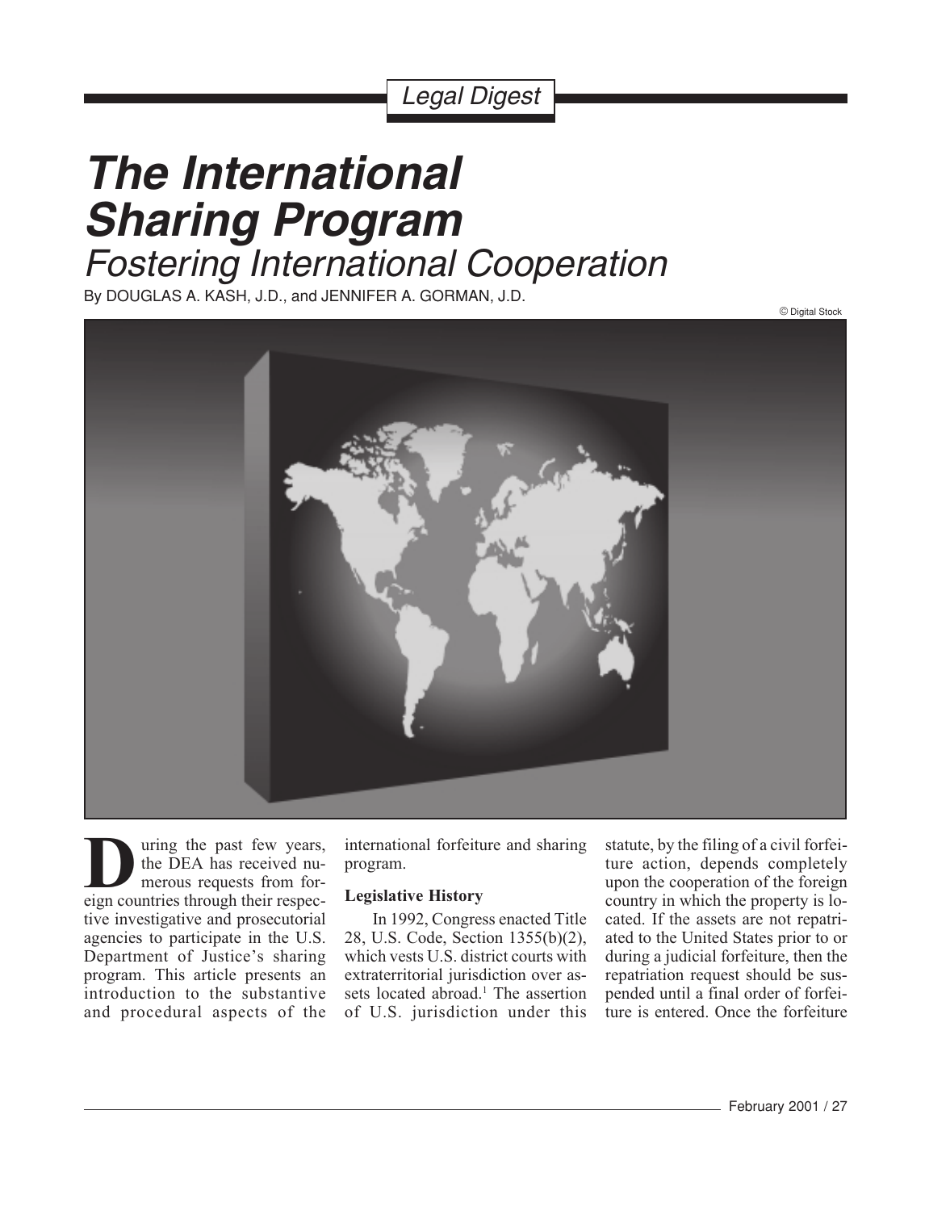*Legal Digest*

# *The International Sharing Program*

## *Fostering International Cooperation*

By DOUGLAS A. KASH, J.D., and JENNIFER A. GORMAN, J.D.

© Digital Stock

During the past few years, the DEA has received numerous requests from foreign countries through their respective investigative and prosecutorial agencies to participate in the U.S. Department of Justice's sharing program. This article presents an introduction to the substantive and procedural aspects of the international forfeiture and sharing program.

### Legislative History

In 1992, Congress enacted Title 28, U.S. Code, Section 1355(b)(2), which vests U.S. district courts with extraterritorial jurisdiction over assets located abroad.[1] The assertion of U.S. jurisdiction under this statute, by the filing of a civil forfeiture action, depends completely upon the cooperation of the foreign country in which the property is located. If the assets are not repatriated to the United States prior to or during a judicial forfeiture, then the repatriation request should be suspended until a final order of forfeiture is entered. Once the forfeiture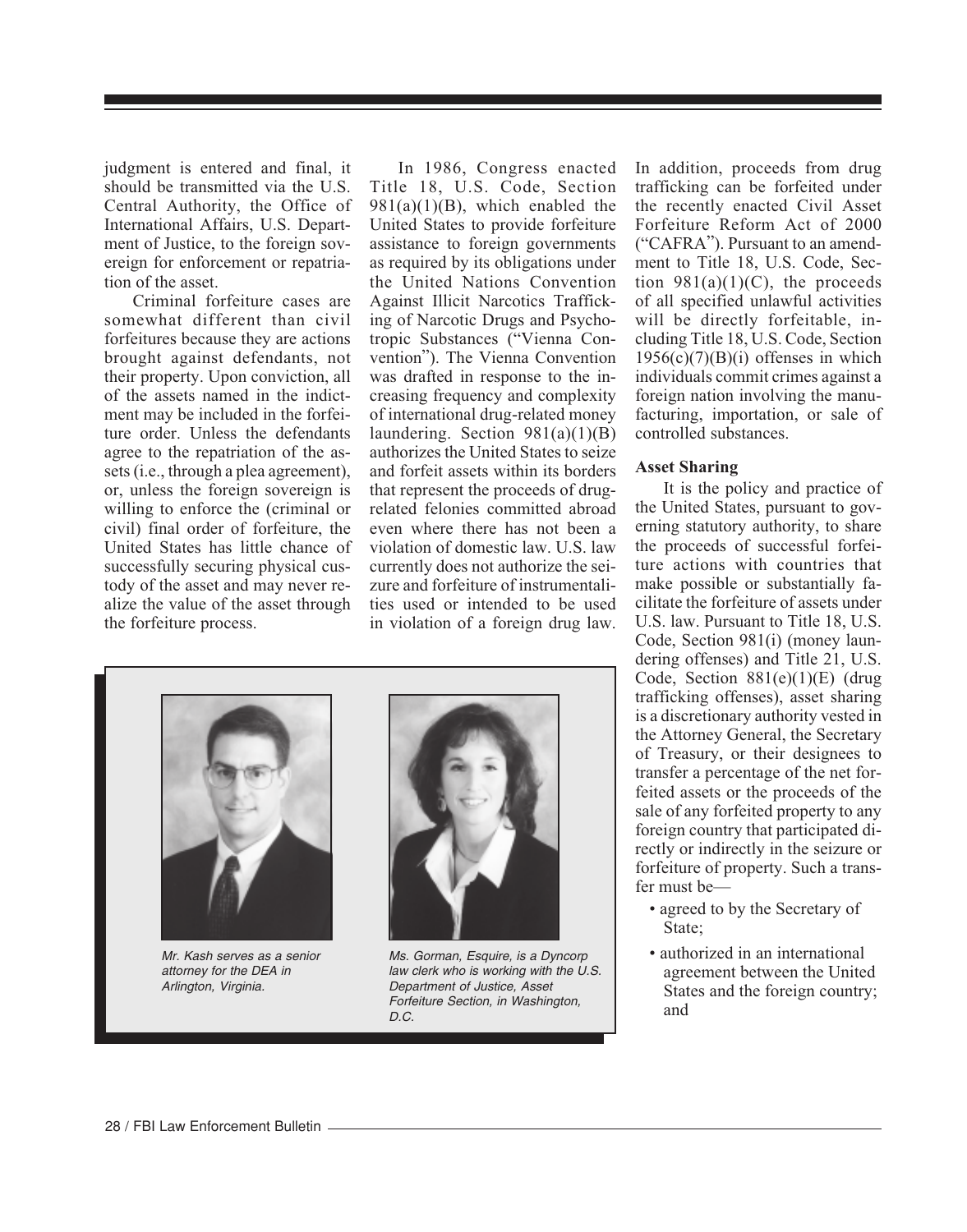judgment is entered and final, it should be transmitted via the U.S. Central Authority, the Office of International Affairs, U.S. Department of Justice, to the foreign sovereign for enforcement or repatriation of the asset.

Criminal forfeiture cases are somewhat different than civil forfeitures because they are actions brought against defendants, not their property. Upon conviction, all of the assets named in the indictment may be included in the forfeiture order. Unless the defendants agree to the repatriation of the assets (i.e., through a plea agreement), or, unless the foreign sovereign is willing to enforce the (criminal or civil) final order of forfeiture, the United States has little chance of successfully securing physical custody of the asset and may never realize the value of the asset through the forfeiture process.

In 1986, Congress enacted Title 18, U.S. Code, Section 981(a)(1)(B), which enabled the United States to provide forfeiture assistance to foreign governments as required by its obligations under the United Nations Convention Against Illicit Narcotics Trafficking of Narcotic Drugs and Psychotropic Substances ("Vienna Convention"). The Vienna Convention was drafted in response to the increasing frequency and complexity of international drug-related money laundering. Section 981(a)(1)(B) authorizes the United States to seize and forfeit assets within its borders that represent the proceeds of drug-related felonies committed abroad even where there has not been a violation of domestic law. U.S. law currently does not authorize the seizure and forfeiture of instrumentalities used or intended to be used in violation of a foreign drug law. In addition, proceeds from drug trafficking can be forfeited under the recently enacted Civil Asset Forfeiture Reform Act of 2000 ("CAFRA"). Pursuant to an amendment to Title 18, U.S. Code, Section 981(a)(1)(C), the proceeds of all specified unlawful activities will be directly forfeitable, including Title 18, U.S. Code, Section 1956(c)(7)(B)(i) offenses in which individuals commit crimes against a foreign nation involving the manufacturing, importation, or sale of controlled substances.

*Mr. Kash serves as a senior attorney for the DEA in Arlington, Virginia.*

*Ms. Gorman, Esquire, is a Dyncorp law clerk who is working with the U.S. Department of Justice, Asset Forfeiture Section, in Washington, D.C.*

### Asset Sharing

It is the policy and practice of the United States, pursuant to governing statutory authority, to share the proceeds of successful forfeiture actions with countries that make possible or substantially facilitate the forfeiture of assets under U.S. law. Pursuant to Title 18, U.S. Code, Section 981(i) (money laundering offenses) and Title 21, U.S. Code, Section 881(e)(1)(E) (drug trafficking offenses), asset sharing is a discretionary authority vested in the Attorney General, the Secretary of Treasury, or their designees to transfer a percentage of the net forfeited assets or the proceeds of the sale of any forfeited property to any foreign country that participated directly or indirectly in the seizure or forfeiture of property. Such a transfer must be—

- agreed to by the Secretary of State;
- authorized in an international agreement between the United States and the foreign country; and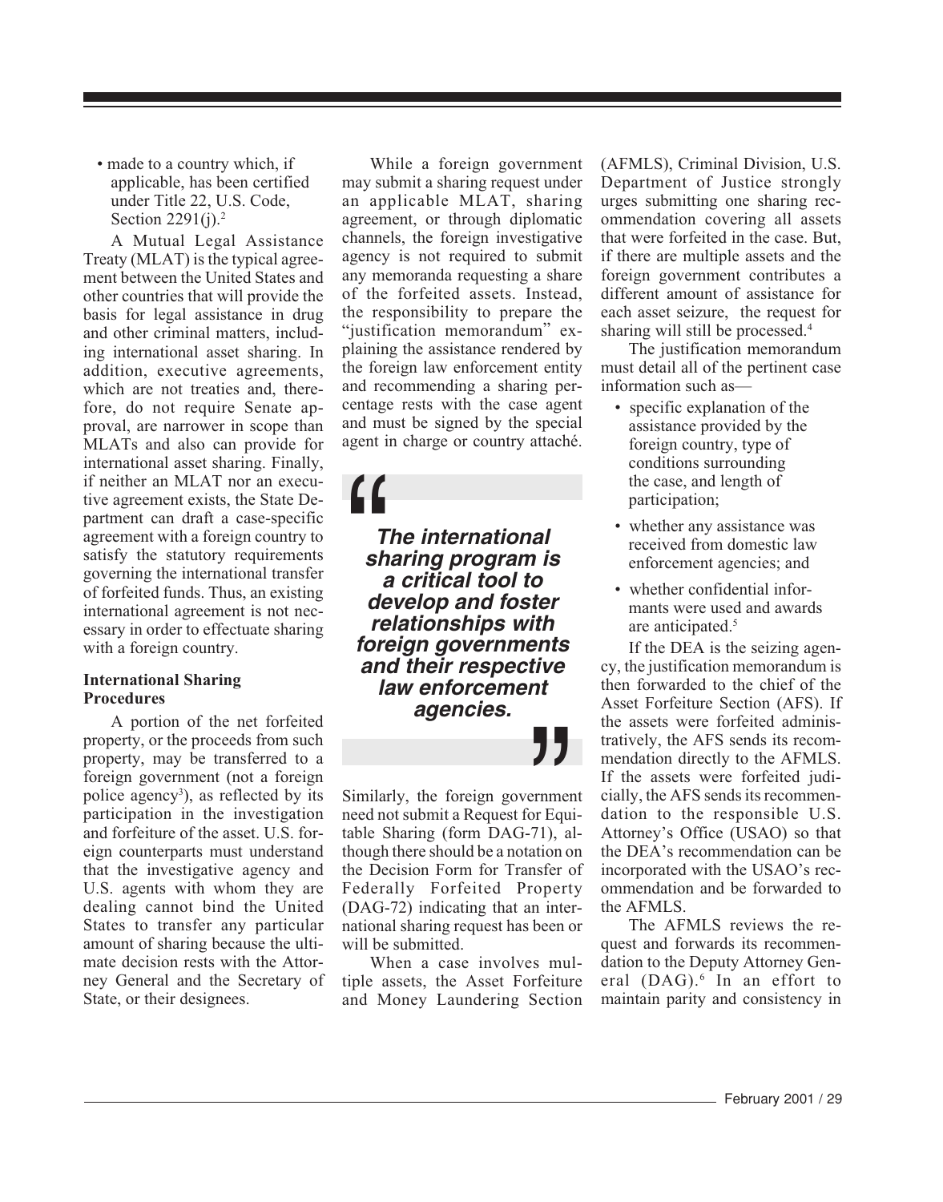- made to a country which, if applicable, has been certified under Title 22, U.S. Code, Section 2291(j).[2]

A Mutual Legal Assistance Treaty (MLAT) is the typical agreement between the United States and other countries that will provide the basis for legal assistance in drug and other criminal matters, including international asset sharing. In addition, executive agreements, which are not treaties and, therefore, do not require Senate approval, are narrower in scope than MLATs and also can provide for international asset sharing. Finally, if neither an MLAT nor an executive agreement exists, the State Department can draft a case-specific agreement with a foreign country to satisfy the statutory requirements governing the international transfer of forfeited funds. Thus, an existing international agreement is not necessary in order to effectuate sharing with a foreign country.

**International Sharing Procedures**

A portion of the net forfeited property, or the proceeds from such property, may be transferred to a foreign government (not a foreign police agency[3]), as reflected by its participation in the investigation and forfeiture of the asset. U.S. foreign counterparts must understand that the investigative agency and U.S. agents with whom they are dealing cannot bind the United States to transfer any particular amount of sharing because the ultimate decision rests with the Attorney General and the Secretary of State, or their designees.

While a foreign government may submit a sharing request under an applicable MLAT, sharing agreement, or through diplomatic channels, the foreign investigative agency is not required to submit any memoranda requesting a share of the forfeited assets. Instead, the responsibility to prepare the "justification memorandum" explaining the assistance rendered by the foreign law enforcement entity and recommending a sharing percentage rests with the case agent and must be signed by the special agent in charge or country attaché.

> ***"The international sharing program is a critical tool to develop and foster relationships with foreign governments and their respective law enforcement agencies."***

Similarly, the foreign government need not submit a Request for Equitable Sharing (form DAG-71), although there should be a notation on the Decision Form for Transfer of Federally Forfeited Property (DAG-72) indicating that an international sharing request has been or will be submitted.

When a case involves multiple assets, the Asset Forfeiture and Money Laundering Section (AFMLS), Criminal Division, U.S. Department of Justice strongly urges submitting one sharing recommendation covering all assets that were forfeited in the case. But, if there are multiple assets and the foreign government contributes a different amount of assistance for each asset seizure, the request for sharing will still be processed.[4]

The justification memorandum must detail all of the pertinent case information such as—

- specific explanation of the assistance provided by the foreign country, type of conditions surrounding the case, and length of participation;
- whether any assistance was received from domestic law enforcement agencies; and
- whether confidential informants were used and awards are anticipated.[5]

If the DEA is the seizing agency, the justification memorandum is then forwarded to the chief of the Asset Forfeiture Section (AFS). If the assets were forfeited administratively, the AFS sends its recommendation directly to the AFMLS. If the assets were forfeited judicially, the AFS sends its recommendation to the responsible U.S. Attorney's Office (USAO) so that the DEA's recommendation can be incorporated with the USAO's recommendation and be forwarded to the AFMLS.

The AFMLS reviews the request and forwards its recommendation to the Deputy Attorney General (DAG).[6] In an effort to maintain parity and consistency in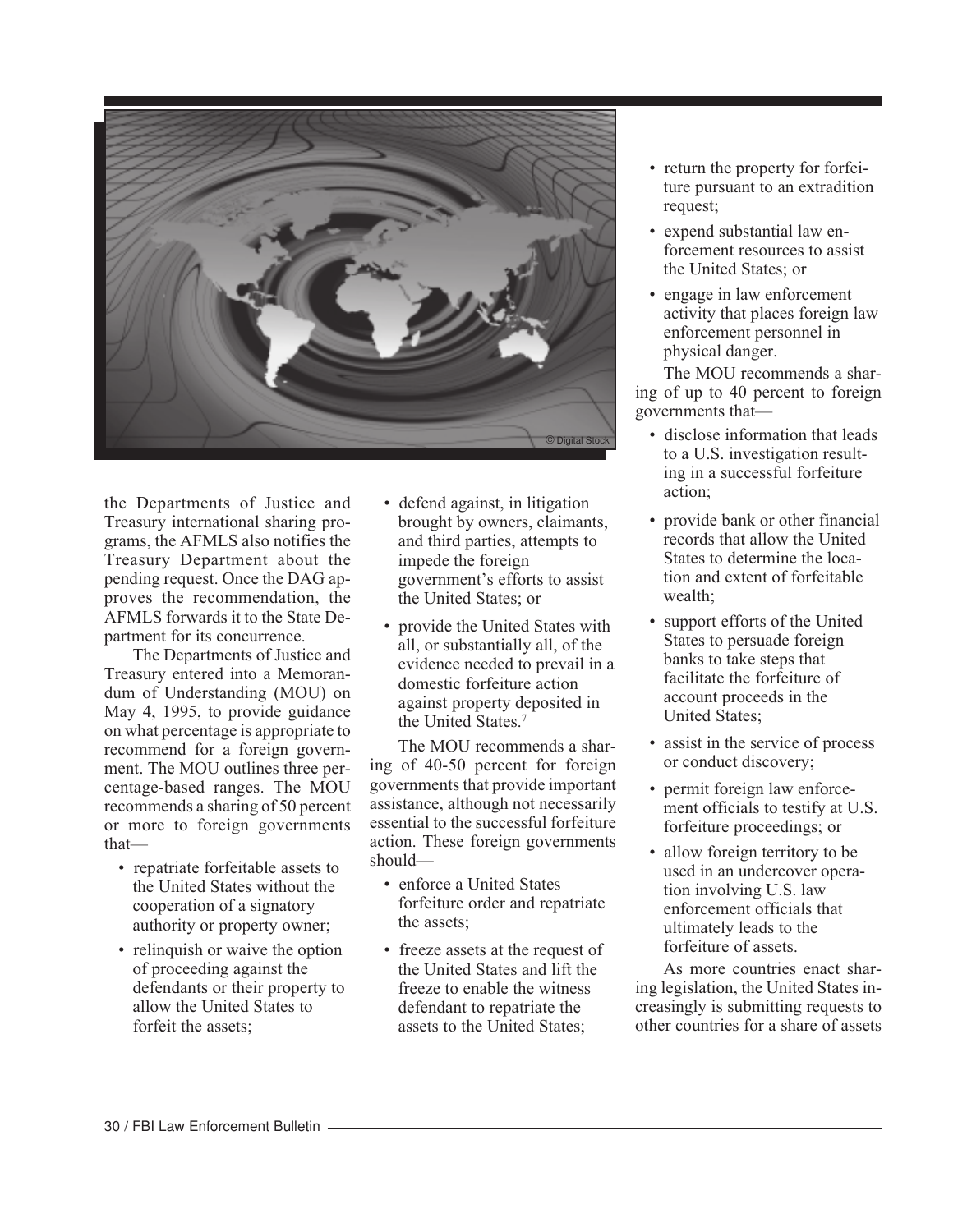the Departments of Justice and Treasury international sharing programs, the AFMLS also notifies the Treasury Department about the pending request. Once the DAG approves the recommendation, the AFMLS forwards it to the State Department for its concurrence.

The Departments of Justice and Treasury entered into a Memorandum of Understanding (MOU) on May 4, 1995, to provide guidance on what percentage is appropriate to recommend for a foreign government. The MOU outlines three percentage-based ranges. The MOU recommends a sharing of 50 percent or more to foreign governments that—

- repatriate forfeitable assets to the United States without the cooperation of a signatory authority or property owner;
- relinquish or waive the option of proceeding against the defendants or their property to allow the United States to forfeit the assets;
- defend against, in litigation brought by owners, claimants, and third parties, attempts to impede the foreign government's efforts to assist the United States; or
- provide the United States with all, or substantially all, of the evidence needed to prevail in a domestic forfeiture action against property deposited in the United States.[7]

The MOU recommends a sharing of 40-50 percent for foreign governments that provide important assistance, although not necessarily essential to the successful forfeiture action. These foreign governments should—

- enforce a United States forfeiture order and repatriate the assets;
- freeze assets at the request of the United States and lift the freeze to enable the witness defendant to repatriate the assets to the United States;
- return the property for forfeiture pursuant to an extradition request;
- expend substantial law enforcement resources to assist the United States; or
- engage in law enforcement activity that places foreign law enforcement personnel in physical danger.

The MOU recommends a sharing of up to 40 percent to foreign governments that—

- disclose information that leads to a U.S. investigation resulting in a successful forfeiture action;
- provide bank or other financial records that allow the United States to determine the location and extent of forfeitable wealth;
- support efforts of the United States to persuade foreign banks to take steps that facilitate the forfeiture of account proceeds in the United States;
- assist in the service of process or conduct discovery;
- permit foreign law enforcement officials to testify at U.S. forfeiture proceedings; or
- allow foreign territory to be used in an undercover operation involving U.S. law enforcement officials that ultimately leads to the forfeiture of assets.

As more countries enact sharing legislation, the United States increasingly is submitting requests to other countries for a share of assets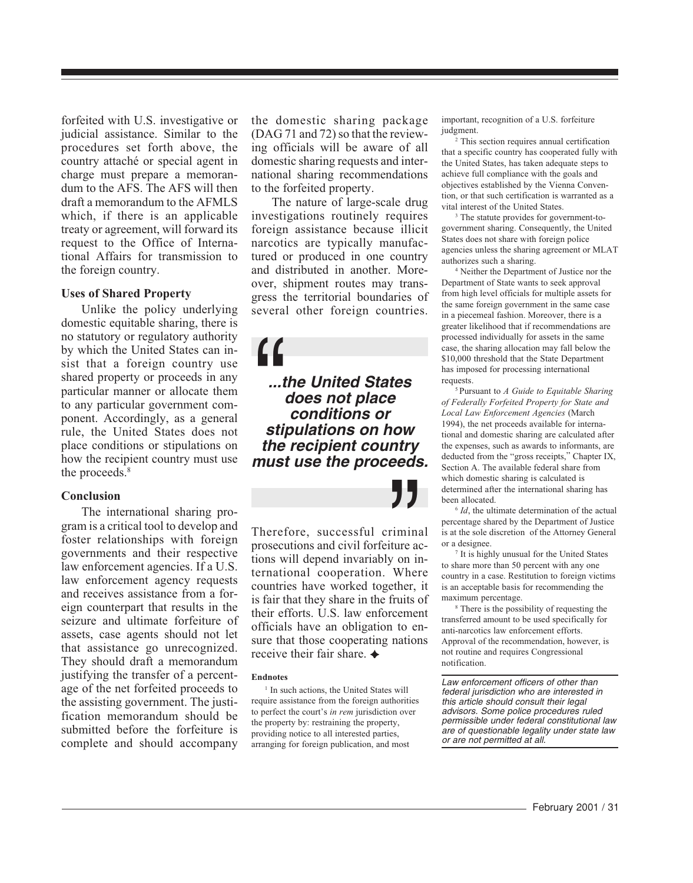forfeited with U.S. investigative or judicial assistance. Similar to the procedures set forth above, the country attaché or special agent in charge must prepare a memorandum to the AFS. The AFS will then draft a memorandum to the AFMLS which, if there is an applicable treaty or agreement, will forward its request to the Office of International Affairs for transmission to the foreign country.

### Uses of Shared Property

Unlike the policy underlying domestic equitable sharing, there is no statutory or regulatory authority by which the United States can insist that a foreign country use shared property or proceeds in any particular manner or allocate them to any particular government component. Accordingly, as a general rule, the United States does not place conditions or stipulations on how the recipient country must use the proceeds.[8]

### Conclusion

The international sharing program is a critical tool to develop and foster relationships with foreign governments and their respective law enforcement agencies. If a U.S. law enforcement agency requests and receives assistance from a foreign counterpart that results in the seizure and ultimate forfeiture of assets, case agents should not let that assistance go unrecognized. They should draft a memorandum justifying the transfer of a percentage of the net forfeited proceeds to the assisting government. The justification memorandum should be submitted before the forfeiture is complete and should accompany the domestic sharing package (DAG 71 and 72) so that the reviewing officials will be aware of all domestic sharing requests and international sharing recommendations to the forfeited property.

The nature of large-scale drug investigations routinely requires foreign assistance because illicit narcotics are typically manufactured or produced in one country and distributed in another. Moreover, shipment routes may transgress the territorial boundaries of several other foreign countries. Therefore, successful criminal prosecutions and civil forfeiture actions will depend invariably on international cooperation. Where countries have worked together, it is fair that they share in the fruits of their efforts. U.S. law enforcement officials have an obligation to ensure that those cooperating nations receive their fair share. ✦

> ***...the United States does not place conditions or stipulations on how the recipient country must use the proceeds.***

#### Endnotes

[1] In such actions, the United States will require assistance from the foreign authorities to perfect the court's *in rem* jurisdiction over the property by: restraining the property, providing notice to all interested parties, arranging for foreign publication, and most important, recognition of a U.S. forfeiture judgment.

[2] This section requires annual certification that a specific country has cooperated fully with the United States, has taken adequate steps to achieve full compliance with the goals and objectives established by the Vienna Convention, or that such certification is warranted as a vital interest of the United States.

[3] The statute provides for government-to-government sharing. Consequently, the United States does not share with foreign police agencies unless the sharing agreement or MLAT authorizes such a sharing.

[4] Neither the Department of Justice nor the Department of State wants to seek approval from high level officials for multiple assets for the same foreign government in the same case in a piecemeal fashion. Moreover, there is a greater likelihood that if recommendations are processed individually for assets in the same case, the sharing allocation may fall below the $10,000 threshold that the State Department has imposed for processing international requests.

[5] Pursuant to *A Guide to Equitable Sharing of Federally Forfeited Property for State and Local Law Enforcement Agencies* (March 1994), the net proceeds available for international and domestic sharing are calculated after the expenses, such as awards to informants, are deducted from the "gross receipts," Chapter IX, Section A. The available federal share from which domestic sharing is calculated is determined after the international sharing has been allocated.

[6] *Id*, the ultimate determination of the actual percentage shared by the Department of Justice is at the sole discretion of the Attorney General or a designee.

[7] It is highly unusual for the United States to share more than 50 percent with any one country in a case. Restitution to foreign victims is an acceptable basis for recommending the maximum percentage.

[8] There is the possibility of requesting the transferred amount to be used specifically for anti-narcotics law enforcement efforts. Approval of the recommendation, however, is not routine and requires Congressional notification.

*Law enforcement officers of other than federal jurisdiction who are interested in this article should consult their legal advisors. Some police procedures ruled permissible under federal constitutional law are of questionable legality under state law or are not permitted at all.*